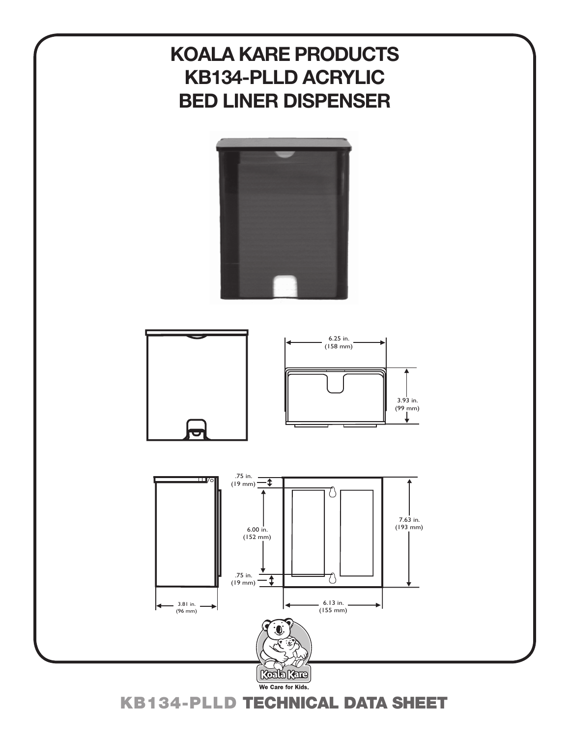# KOALA KARE PRODUCTS KB134-PLLD ACRYLIC BED LINER DISPENSER

6.25 in. (158 mm)

3.93 in. (99 mm)

.75 in. (19 mm)

6.00 in. (152 mm)

.75 in. (19 mm)

7.63 in. (193 mm)

3.81 in. (96 mm)

6.13 in. (155 mm)

Koala Kare

We Care for Kids.

## KB134-PLLD TECHNICAL DATA SHEET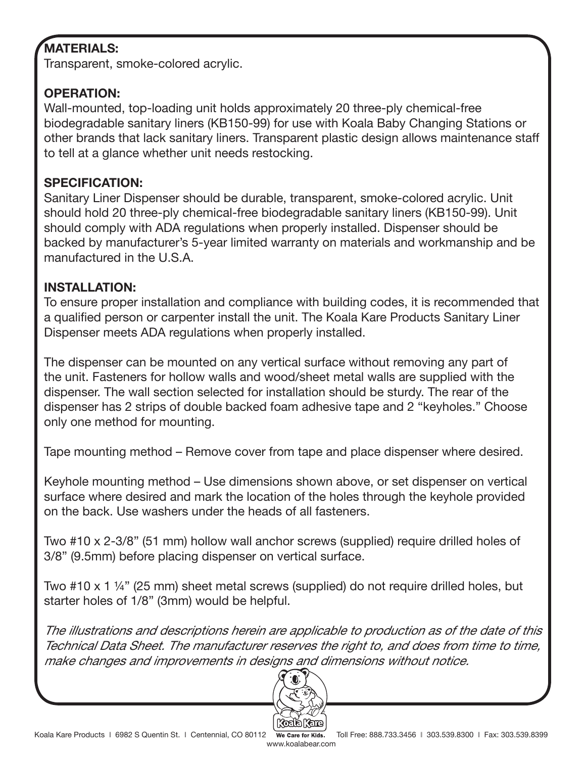**MATERIALS:**
Transparent, smoke-colored acrylic.

**OPERATION:**
Wall-mounted, top-loading unit holds approximately 20 three-ply chemical-free biodegradable sanitary liners (KB150-99) for use with Koala Baby Changing Stations or other brands that lack sanitary liners. Transparent plastic design allows maintenance staff to tell at a glance whether unit needs restocking.

**SPECIFICATION:**
Sanitary Liner Dispenser should be durable, transparent, smoke-colored acrylic. Unit should hold 20 three-ply chemical-free biodegradable sanitary liners (KB150-99). Unit should comply with ADA regulations when properly installed. Dispenser should be backed by manufacturer's 5-year limited warranty on materials and workmanship and be manufactured in the U.S.A.

**INSTALLATION:**
To ensure proper installation and compliance with building codes, it is recommended that a qualified person or carpenter install the unit. The Koala Kare Products Sanitary Liner Dispenser meets ADA regulations when properly installed.

The dispenser can be mounted on any vertical surface without removing any part of the unit. Fasteners for hollow walls and wood/sheet metal walls are supplied with the dispenser. The wall section selected for installation should be sturdy. The rear of the dispenser has 2 strips of double backed foam adhesive tape and 2 "keyholes." Choose only one method for mounting.

Tape mounting method – Remove cover from tape and place dispenser where desired.

Keyhole mounting method – Use dimensions shown above, or set dispenser on vertical surface where desired and mark the location of the holes through the keyhole provided on the back. Use washers under the heads of all fasteners.

Two #10 x 2-3/8" (51 mm) hollow wall anchor screws (supplied) require drilled holes of 3/8" (9.5mm) before placing dispenser on vertical surface.

Two #10 x 1 ¼" (25 mm) sheet metal screws (supplied) do not require drilled holes, but starter holes of 1/8" (3mm) would be helpful.

*The illustrations and descriptions herein are applicable to production as of the date of this Technical Data Sheet. The manufacturer reserves the right to, and does from time to time, make changes and improvements in designs and dimensions without notice.*

Koala Kare Products | 6982 S Quentin St. | Centennial, CO 80112 We Care for Kids. Toll Free: 888.733.3456 | 303.539.8300 | Fax: 303.539.8399
www.koalabear.com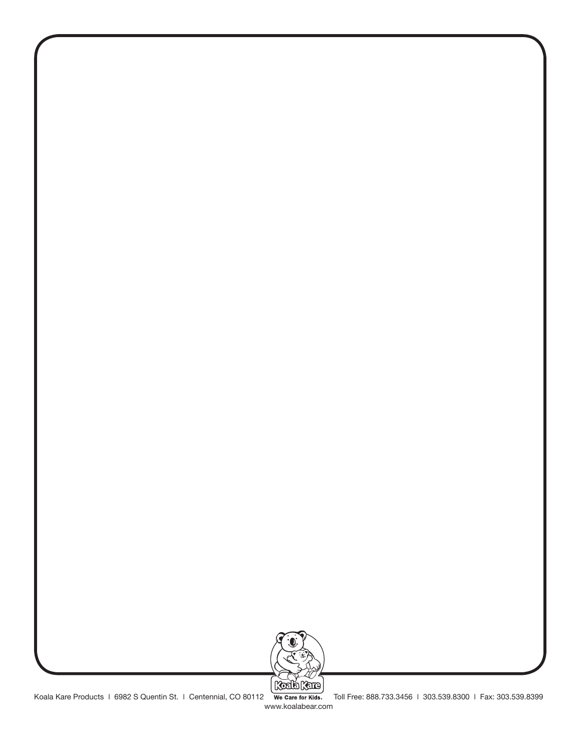Koala Kare Products | 6982 S Quentin St. | Centennial, CO 80112

We Care for Kids.

Toll Free: 888.733.3456 | 303.539.8300 | Fax: 303.539.8399

www.koalabear.com